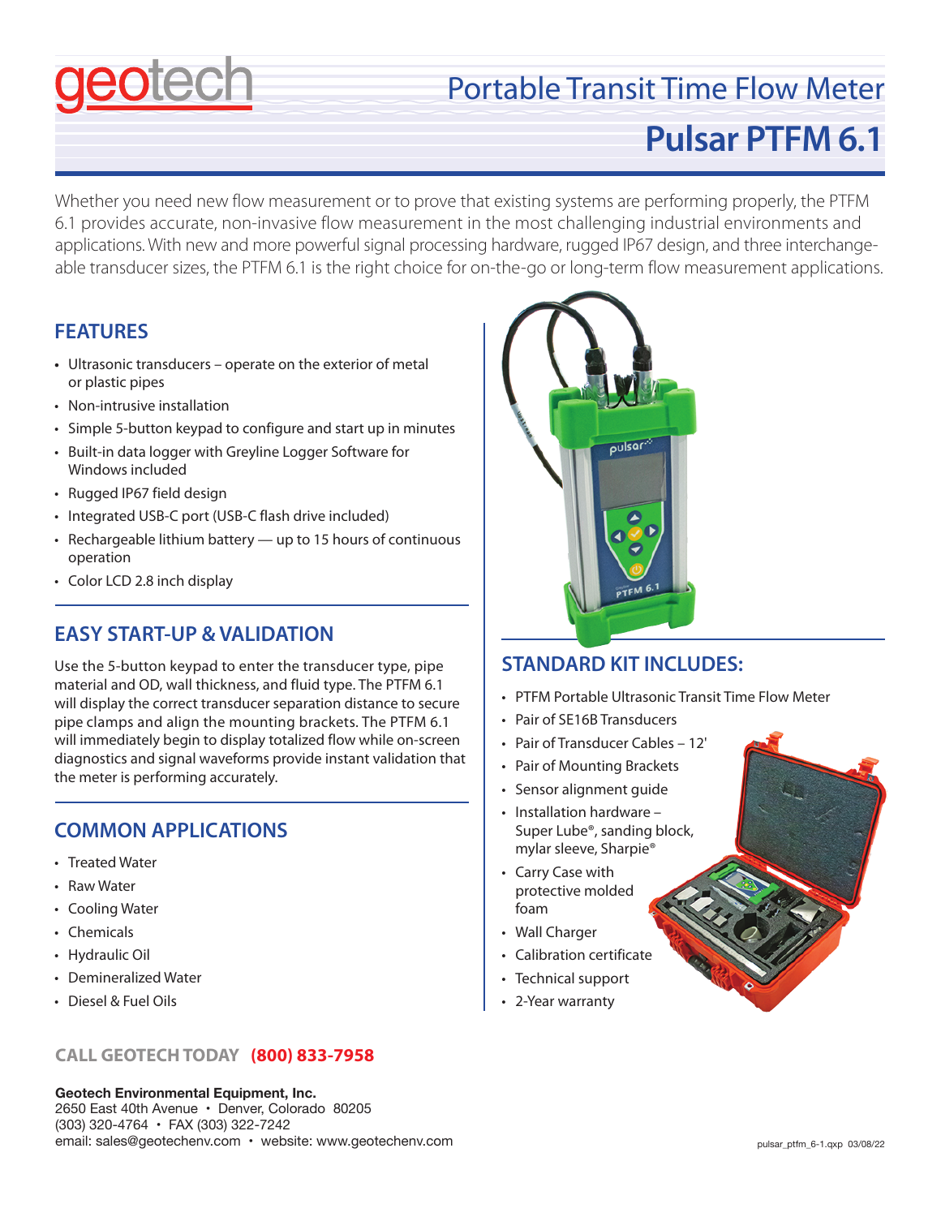# geotech

## Portable Transit Time Flow Meter

# Pulsar PTFM 6.1

Whether you need new flow measurement or to prove that existing systems are performing properly, the PTFM 6.1 provides accurate, non-invasive flow measurement in the most challenging industrial environments and applications. With new and more powerful signal processing hardware, rugged IP67 design, and three interchangeable transducer sizes, the PTFM 6.1 is the right choice for on-the-go or long-term flow measurement applications.

## FEATURES

- Ultrasonic transducers – operate on the exterior of metal or plastic pipes
- Non-intrusive installation
- Simple 5-button keypad to configure and start up in minutes
- Built-in data logger with Greyline Logger Software for Windows included
- Rugged IP67 field design
- Integrated USB-C port (USB-C flash drive included)
- Rechargeable lithium battery — up to 15 hours of continuous operation
- Color LCD 2.8 inch display

## EASY START-UP & VALIDATION

Use the 5-button keypad to enter the transducer type, pipe material and OD, wall thickness, and fluid type. The PTFM 6.1 will display the correct transducer separation distance to secure pipe clamps and align the mounting brackets. The PTFM 6.1 will immediately begin to display totalized flow while on-screen diagnostics and signal waveforms provide instant validation that the meter is performing accurately.

## COMMON APPLICATIONS

- Treated Water
- Raw Water
- Cooling Water
- Chemicals
- Hydraulic Oil
- Demineralized Water
- Diesel & Fuel Oils

## STANDARD KIT INCLUDES:

- PTFM Portable Ultrasonic Transit Time Flow Meter
- Pair of SE16B Transducers
- Pair of Transducer Cables – 12'
- Pair of Mounting Brackets
- Sensor alignment guide
- Installation hardware – Super Lube®, sanding block, mylar sleeve, Sharpie®
- Carry Case with protective molded foam
- Wall Charger
- Calibration certificate
- Technical support
- 2-Year warranty

**CALL GEOTECH TODAY (800) 833-7958**

**Geotech Environmental Equipment, Inc.**
2650 East 40th Avenue • Denver, Colorado 80205
(303) 320-4764 • FAX (303) 322-7242
email: sales@geotechenv.com • website: www.geotechenv.com

pulsar_ptfm_6-1.qxp 03/08/22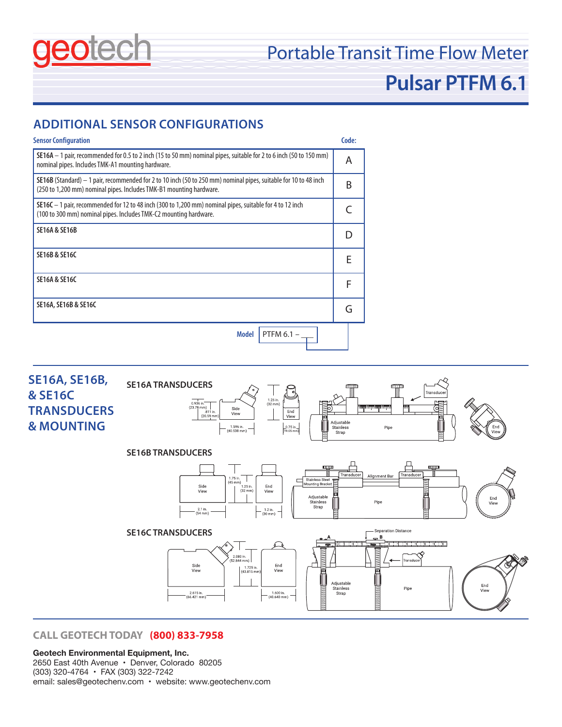## ADDITIONAL SENSOR CONFIGURATIONS

| Sensor Configuration | Code: |
|---|---|
| **SE16A** – 1 pair, recommended for 0.5 to 2 inch (15 to 50 mm) nominal pipes, suitable for 2 to 6 inch (50 to 150 mm) nominal pipes. Includes TMK-A1 mounting hardware. | A |
| **SE16B** (Standard) – 1 pair, recommended for 2 to 10 inch (50 to 250 mm) nominal pipes, suitable for 10 to 48 inch (250 to 1,200 mm) nominal pipes. Includes TMK-B1 mounting hardware. | B |
| **SE16C** – 1 pair, recommended for 12 to 48 inch (300 to 1,200 mm) nominal pipes, suitable for 4 to 12 inch (100 to 300 mm) nominal pipes. Includes TMK-C2 mounting hardware. | C |
| **SE16A & SE16B** | D |
| **SE16B & SE16C** | E |
| **SE16A & SE16C** | F |
| **SE16A, SE16B & SE16C** | G |

**Model** PTFM 6.1 – ___

## SE16A, SE16B, & SE16C TRANSDUCERS & MOUNTING

### SE16A TRANSDUCERS

Side View: 0.936 in. (23.78 mm); .811 in. (20.59 mm); 1.596 in. (40.538 mm)

End View: 1.25 in. (32 mm); 0.75 in. (19.05 mm)

Transducer; Adjustable Stainless Strap; Pipe; End View

### SE16B TRANSDUCERS

Side View: 1.75 in. (45 mm); 1.25 in. (32 mm); 2.1 in. (54 mm)

End View: 1.2 in. (30 mm)

Stainless Steel Mounting Bracket; Transducer; Alignment Bar; Transducer; Adjustable Stainless Strap; Pipe; End View

### SE16C TRANSDUCERS

Side View: 2.080 in. (52.844 mm); 1.725 in. (43.815 mm); 2.615 in. (66.421 mm)

End View: 1.600 in. (40.640 mm)

Separation Distance; A; B; Transducer; Adjustable Stainless Strap; Pipe; End View

**CALL GEOTECH TODAY (800) 833-7958**

**Geotech Environmental Equipment, Inc.**
2650 East 40th Avenue • Denver, Colorado 80205
(303) 320-4764 • FAX (303) 322-7242
email: sales@geotechenv.com • website: www.geotechenv.com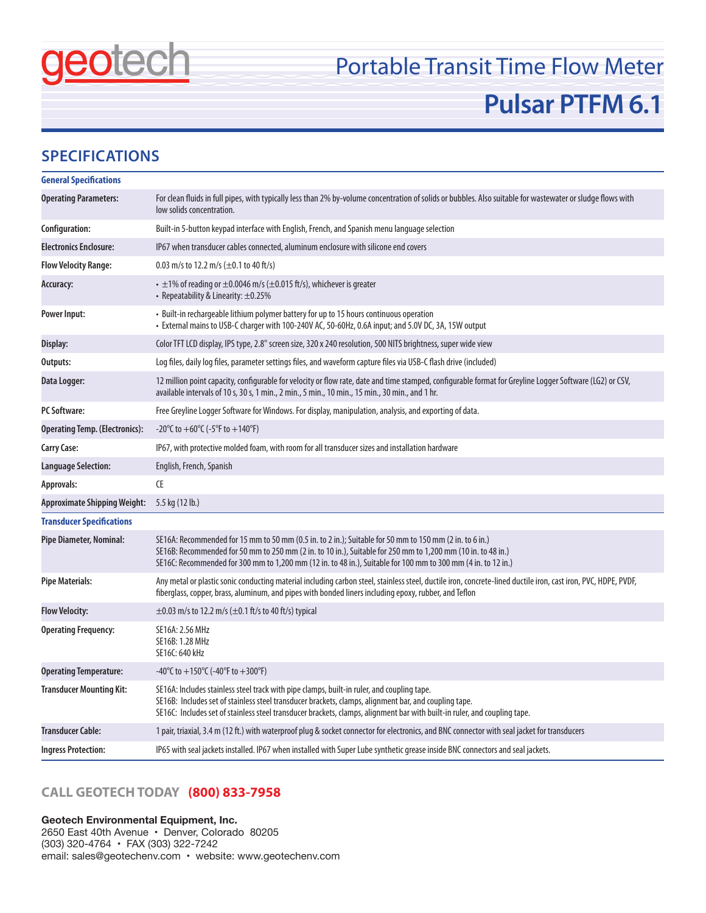# geotech

## Portable Transit Time Flow Meter

# Pulsar PTFM 6.1

## SPECIFICATIONS

| | |
|---|---|
| **General Specifications** | |
| **Operating Parameters:** | For clean fluids in full pipes, with typically less than 2% by-volume concentration of solids or bubbles. Also suitable for wastewater or sludge flows with low solids concentration. |
| **Configuration:** | Built-in 5-button keypad interface with English, French, and Spanish menu language selection |
| **Electronics Enclosure:** | IP67 when transducer cables connected, aluminum enclosure with silicone end covers |
| **Flow Velocity Range:** | 0.03 m/s to 12.2 m/s (±0.1 to 40 ft/s) |
| **Accuracy:** | • ±1% of reading or ±0.0046 m/s (±0.015 ft/s), whichever is greater<br>• Repeatability & Linearity: ±0.25% |
| **Power Input:** | • Built-in rechargeable lithium polymer battery for up to 15 hours continuous operation<br>• External mains to USB-C charger with 100-240V AC, 50-60Hz, 0.6A input; and 5.0V DC, 3A, 15W output |
| **Display:** | Color TFT LCD display, IPS type, 2.8" screen size, 320 x 240 resolution, 500 NITS brightness, super wide view |
| **Outputs:** | Log files, daily log files, parameter settings files, and waveform capture files via USB-C flash drive (included) |
| **Data Logger:** | 12 million point capacity, configurable for velocity or flow rate, date and time stamped, configurable format for Greyline Logger Software (LG2) or CSV, available intervals of 10 s, 30 s, 1 min., 2 min., 5 min., 10 min., 15 min., 30 min., and 1 hr. |
| **PC Software:** | Free Greyline Logger Software for Windows. For display, manipulation, analysis, and exporting of data. |
| **Operating Temp. (Electronics):** | -20°C to +60°C (-5°F to +140°F) |
| **Carry Case:** | IP67, with protective molded foam, with room for all transducer sizes and installation hardware |
| **Language Selection:** | English, French, Spanish |
| **Approvals:** | CE |
| **Approximate Shipping Weight:** | 5.5 kg (12 lb.) |
| **Transducer Specifications** | |
| **Pipe Diameter, Nominal:** | SE16A: Recommended for 15 mm to 50 mm (0.5 in. to 2 in.); Suitable for 50 mm to 150 mm (2 in. to 6 in.)<br>SE16B: Recommended for 50 mm to 250 mm (2 in. to 10 in.), Suitable for 250 mm to 1,200 mm (10 in. to 48 in.)<br>SE16C: Recommended for 300 mm to 1,200 mm (12 in. to 48 in.), Suitable for 100 mm to 300 mm (4 in. to 12 in.) |
| **Pipe Materials:** | Any metal or plastic sonic conducting material including carbon steel, stainless steel, ductile iron, concrete-lined ductile iron, cast iron, PVC, HDPE, PVDF, fiberglass, copper, brass, aluminum, and pipes with bonded liners including epoxy, rubber, and Teflon |
| **Flow Velocity:** | ±0.03 m/s to 12.2 m/s (±0.1 ft/s to 40 ft/s) typical |
| **Operating Frequency:** | SE16A: 2.56 MHz<br>SE16B: 1.28 MHz<br>SE16C: 640 kHz |
| **Operating Temperature:** | -40°C to +150°C (-40°F to +300°F) |
| **Transducer Mounting Kit:** | SE16A: Includes stainless steel track with pipe clamps, built-in ruler, and coupling tape.<br>SE16B: Includes set of stainless steel transducer brackets, clamps, alignment bar, and coupling tape.<br>SE16C: Includes set of stainless steel transducer brackets, clamps, alignment bar with built-in ruler, and coupling tape. |
| **Transducer Cable:** | 1 pair, triaxial, 3.4 m (12 ft.) with waterproof plug & socket connector for electronics, and BNC connector with seal jacket for transducers |
| **Ingress Protection:** | IP65 with seal jackets installed. IP67 when installed with Super Lube synthetic grease inside BNC connectors and seal jackets. |

**CALL GEOTECH TODAY (800) 833-7958**

**Geotech Environmental Equipment, Inc.**
2650 East 40th Avenue • Denver, Colorado 80205
(303) 320-4764 • FAX (303) 322-7242
email: sales@geotechenv.com • website: www.geotechenv.com